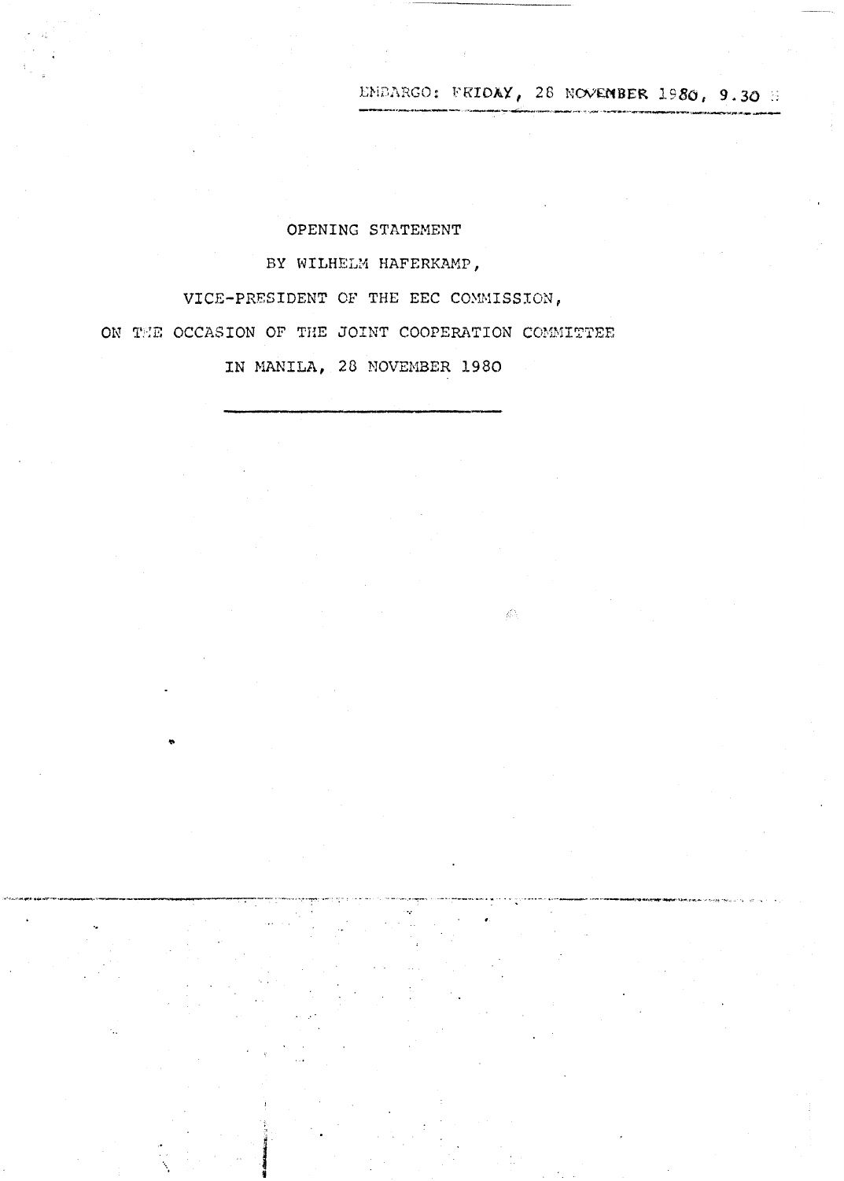EMBARGO: FRIDAY, 28 NOVEMBER 1980, 9.30 H

OPENING STATEMENT

BY WILHELM HAFERKAMP,

VICE-PRESIDENT OF THE EEC COMMISSION,

ON THE OCCASION OF THE JOINT COOPERATION COMMITTEE

IN MANILA, 28 NOVEMBER 1980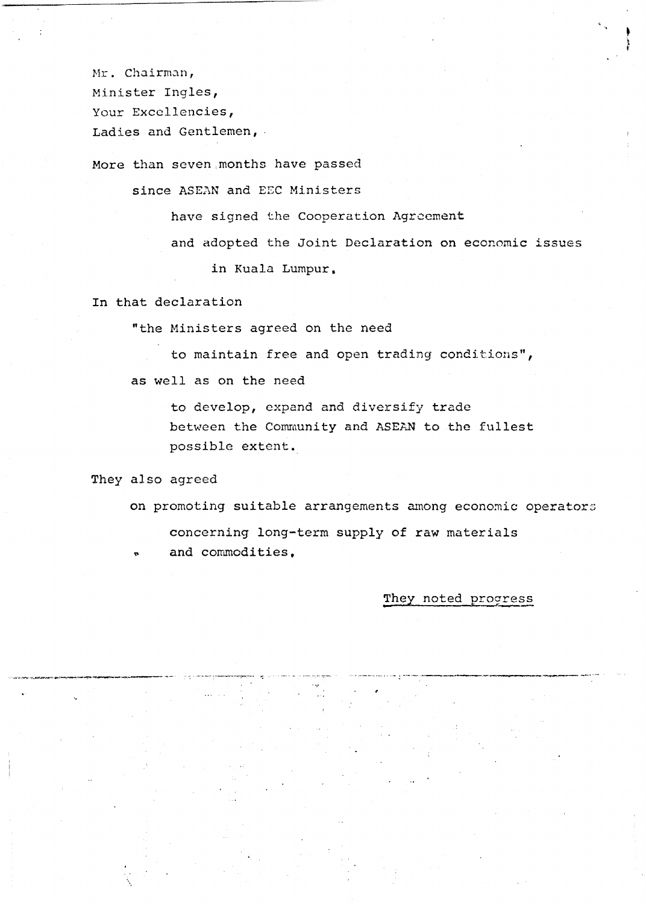Mr. Chairman,
Minister Ingles,
Your Excellencies,
Ladies and Gentlemen,

More than seven months have passed

since ASEAN and EEC Ministers

have signed the Cooperation Agreement

and adopted the Joint Declaration on economic issues

in Kuala Lumpur.

In that declaration

"the Ministers agreed on the need

to maintain free and open trading conditions",

as well as on the need

to develop, expand and diversify trade between the Community and ASEAN to the fullest possible extent.

They also agreed

on promoting suitable arrangements among economic operators

concerning long-term supply of raw materials and commodities.

They noted progress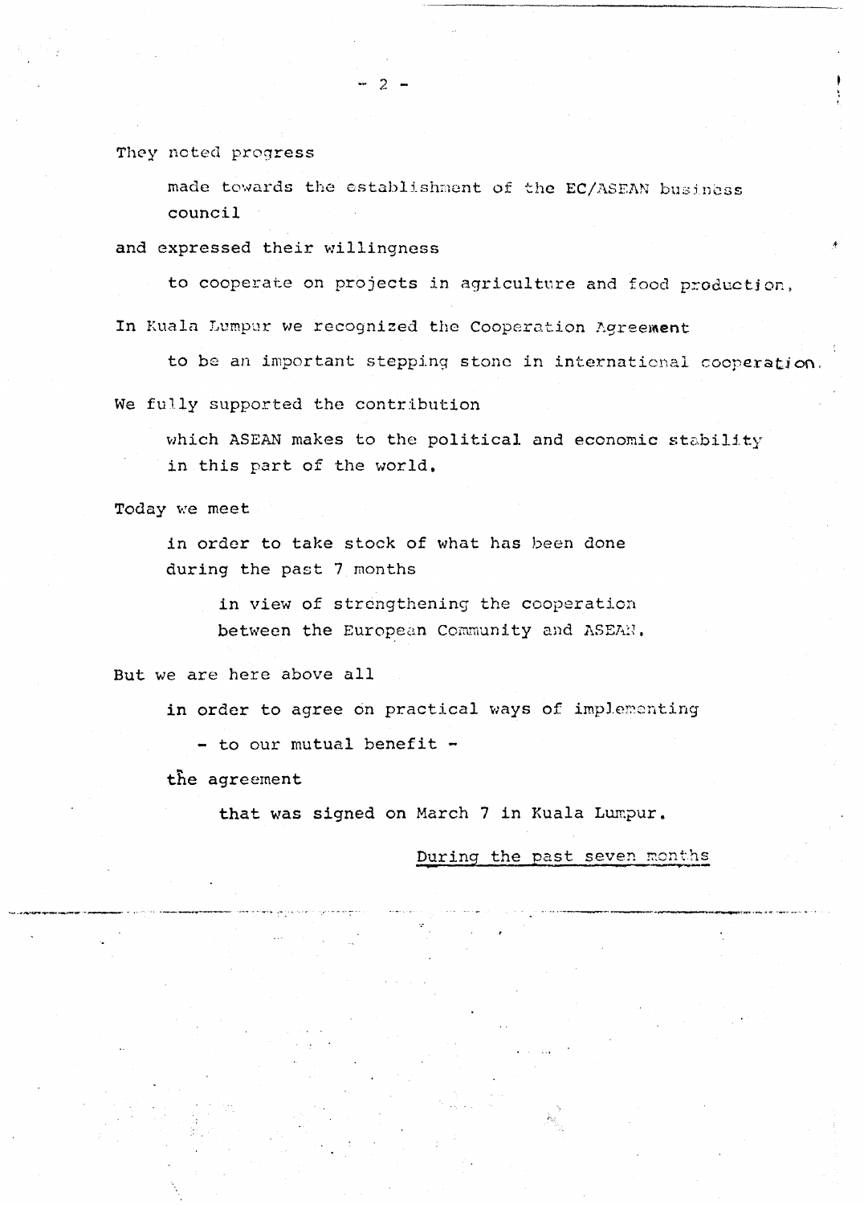They noted progress

made towards the establishment of the EC/ASEAN business council

and expressed their willingness

to cooperate on projects in agriculture and food production.

In Kuala Lumpur we recognized the Cooperation Agreement

to be an important stepping stone in international cooperation.

We fully supported the contribution

which ASEAN makes to the political and economic stability in this part of the world.

Today we meet

in order to take stock of what has been done during the past 7 months

in view of strengthening the cooperation between the European Community and ASEAN.

But we are here above all

in order to agree on practical ways of implementing

- to our mutual benefit -

the agreement

that was signed on March 7 in Kuala Lumpur.

<u>During the past seven months</u>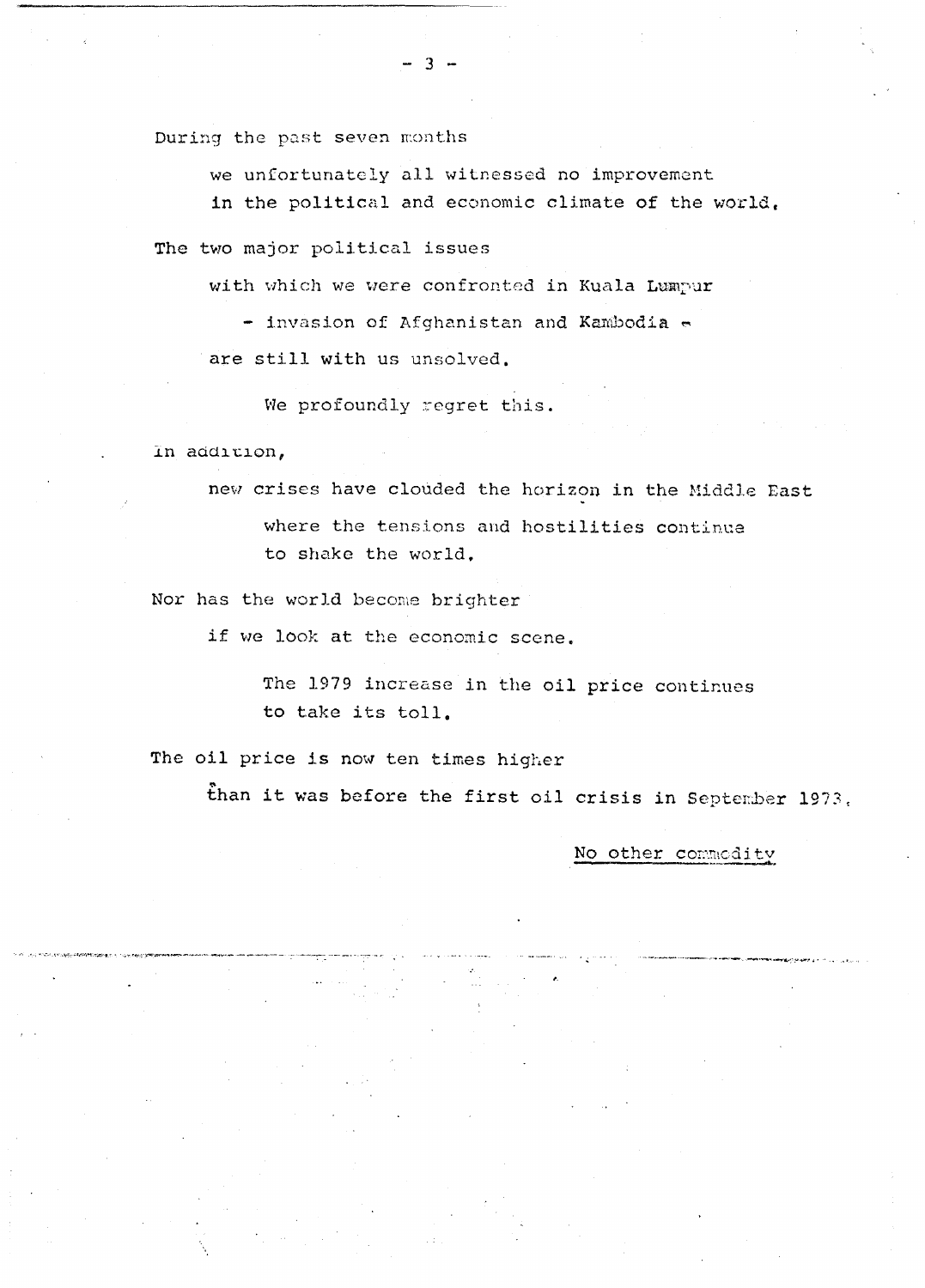During the past seven months

we unfortunately all witnessed no improvement
in the political and economic climate of the world.

The two major political issues

with which we were confronted in Kuala Lumpur

- invasion of Afghanistan and Kambodia -

are still with us unsolved.

We profoundly regret this.

In addition,

new crises have clouded the horizon in the Middle East

where the tensions and hostilities continue
to shake the world.

Nor has the world become brighter

if we look at the economic scene.

The 1979 increase in the oil price continues
to take its toll.

The oil price is now ten times higher

than it was before the first oil crisis in September 1973.

No other commodity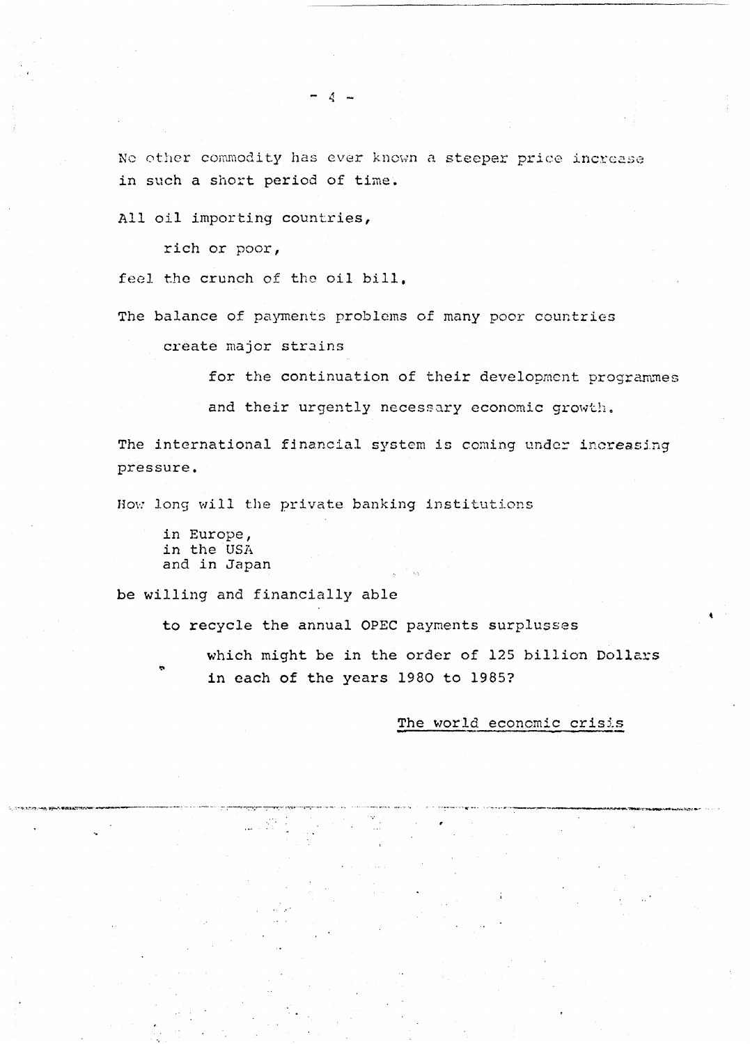No other commodity has ever known a steeper price increase in such a short period of time.

All oil importing countries,

rich or poor,

feel the crunch of the oil bill.

The balance of payments problems of many poor countries

create major strains

for the continuation of their development programmes

and their urgently necessary economic growth.

The international financial system is coming under increasing pressure.

How long will the private banking institutions

in Europe,
in the USA
and in Japan

be willing and financially able

to recycle the annual OPEC payments surplusses

which might be in the order of 125 billion Dollars in each of the years 1980 to 1985?

The world economic crisis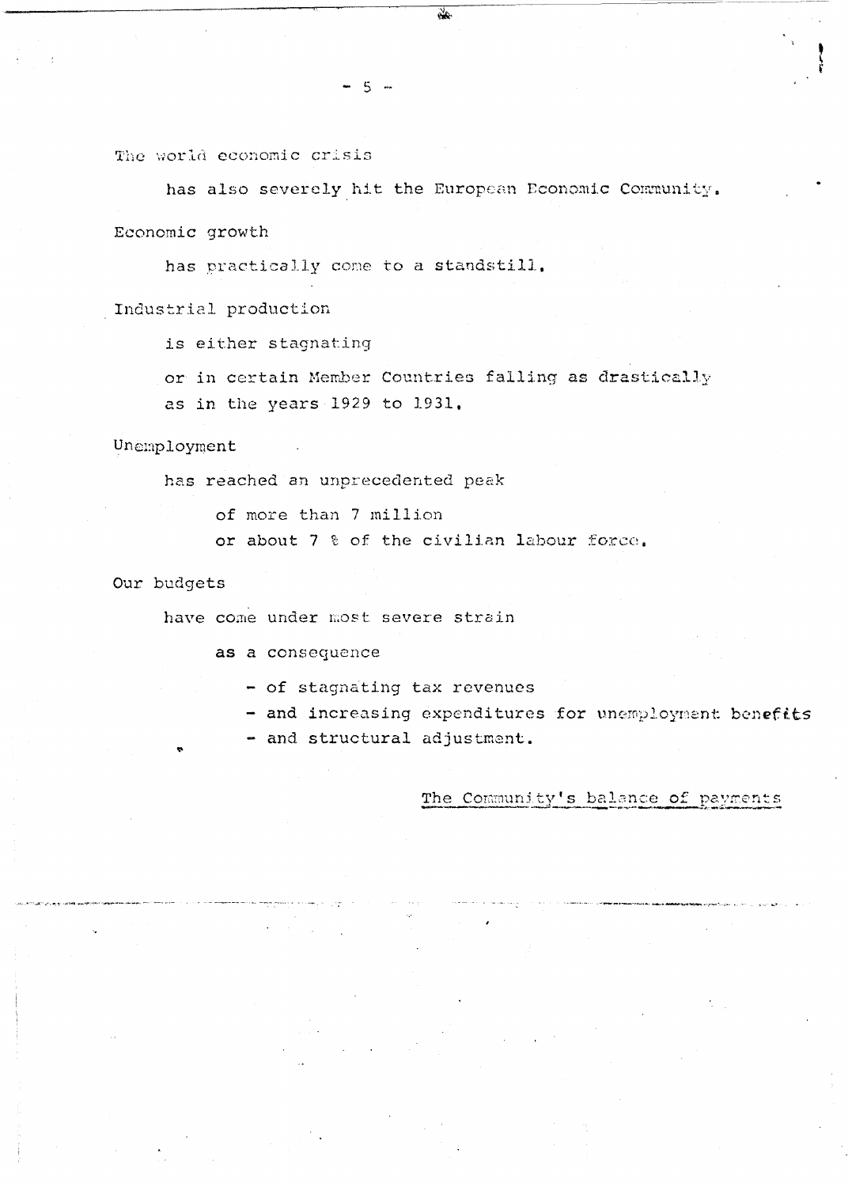The world economic crisis

has also severely hit the European Economic Community.

Economic growth

has practically come to a standstill.

Industrial production

is either stagnating

or in certain Member Countries falling as drastically as in the years 1929 to 1931.

Unemployment

has reached an unprecedented peak

of more than 7 million
or about 7 % of the civilian labour force.

Our budgets

have come under most severe strain

as a consequence

- of stagnating tax revenues
- and increasing expenditures for unemployment benefits
- and structural adjustment.

The Community's balance of payments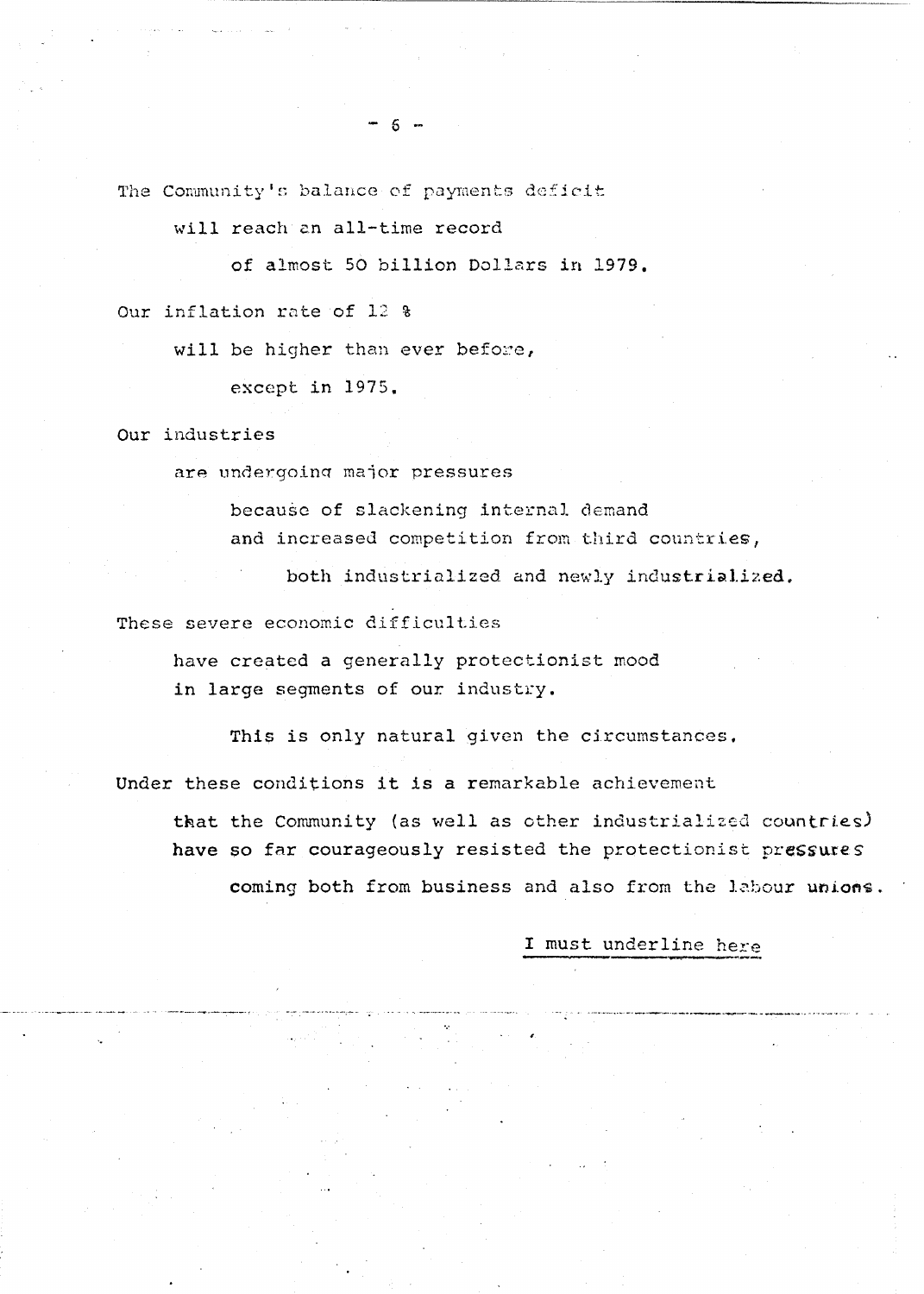The Community's balance of payments deficit

will reach an all-time record

of almost 50 billion Dollars in 1979.

Our inflation rate of 12 %

will be higher than ever before,

except in 1975.

Our industries

are undergoing major pressures

because of slackening internal demand
and increased competition from third countries,

both industrialized and newly industrialized.

These severe economic difficulties

have created a generally protectionist mood
in large segments of our industry.

This is only natural given the circumstances.

Under these conditions it is a remarkable achievement

that the Community (as well as other industrialized countries)
have so far courageously resisted the protectionist pressures

coming both from business and also from the labour unions.

I must underline here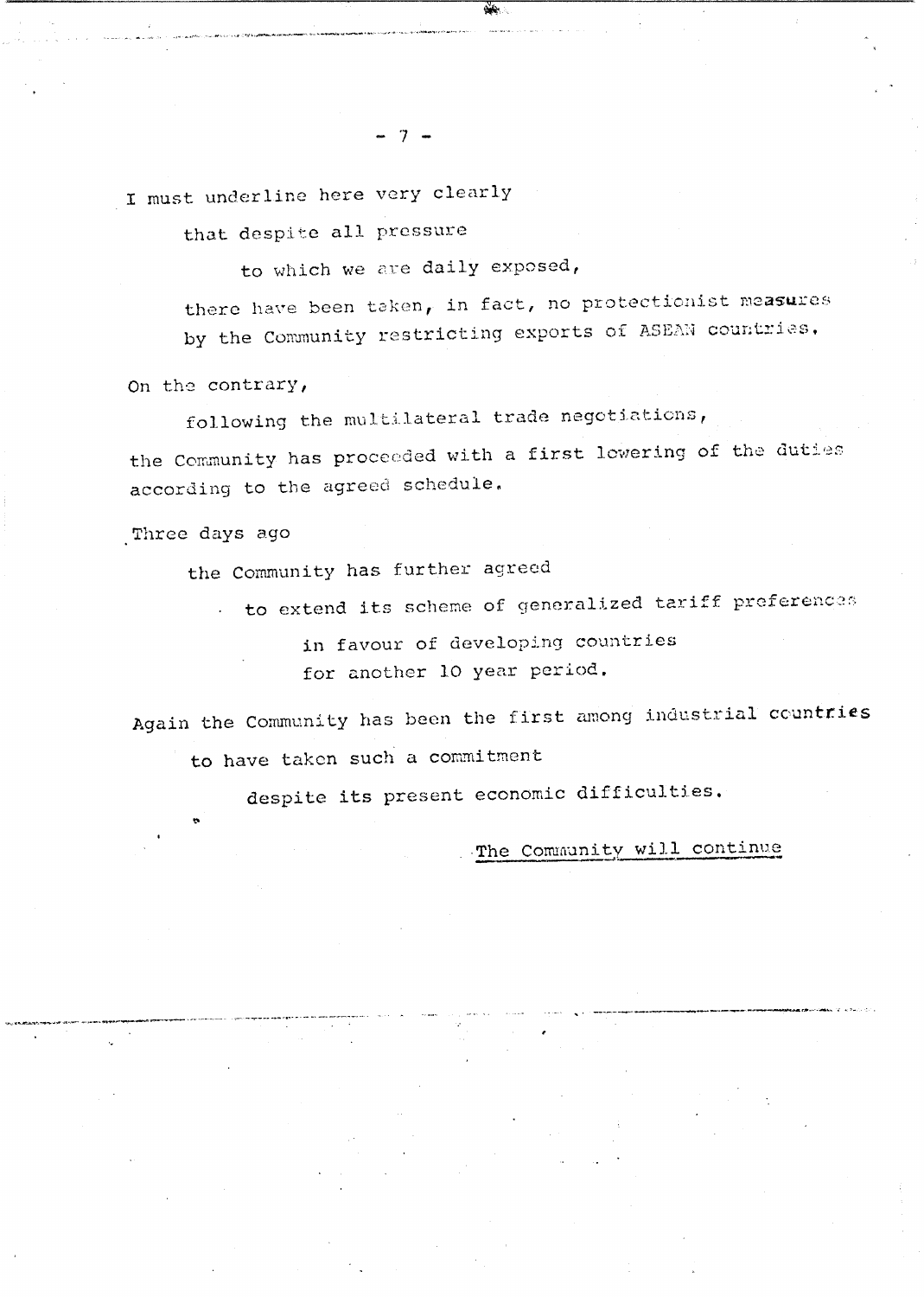I must underline here very clearly

that despite all pressure

to which we are daily exposed,

there have been taken, in fact, no protectionist measures by the Community restricting exports of ASEAN countries.

On the contrary,

following the multilateral trade negotiations,

the Community has proceeded with a first lowering of the duties according to the agreed schedule.

Three days ago

the Community has further agreed

to extend its scheme of generalized tariff preferences

in favour of developing countries
for another 10 year period.

Again the Community has been the first among industrial countries

to have taken such a commitment

despite its present economic difficulties.

The Community will continue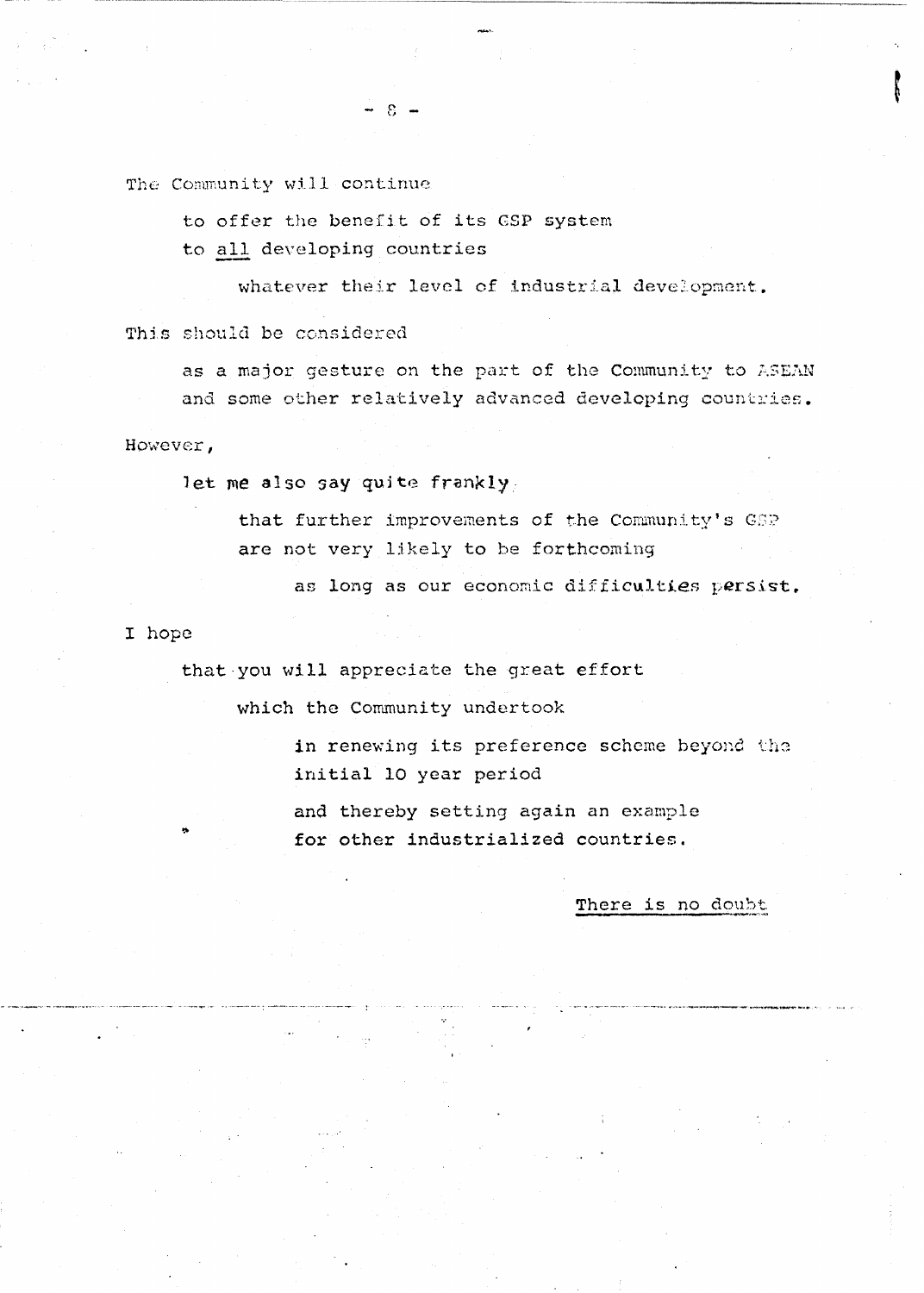The Community will continue

to offer the benefit of its GSP system
to all developing countries

whatever their level of industrial development.

This should be considered

as a major gesture on the part of the Community to ASEAN
and some other relatively advanced developing countries.

However,

let me also say quite frankly

that further improvements of the Community's GSP
are not very likely to be forthcoming

as long as our economic difficulties persist.

I hope

that you will appreciate the great effort

which the Community undertook

in renewing its preference scheme beyond the
initial 10 year period

and thereby setting again an example
for other industrialized countries.

There is no doubt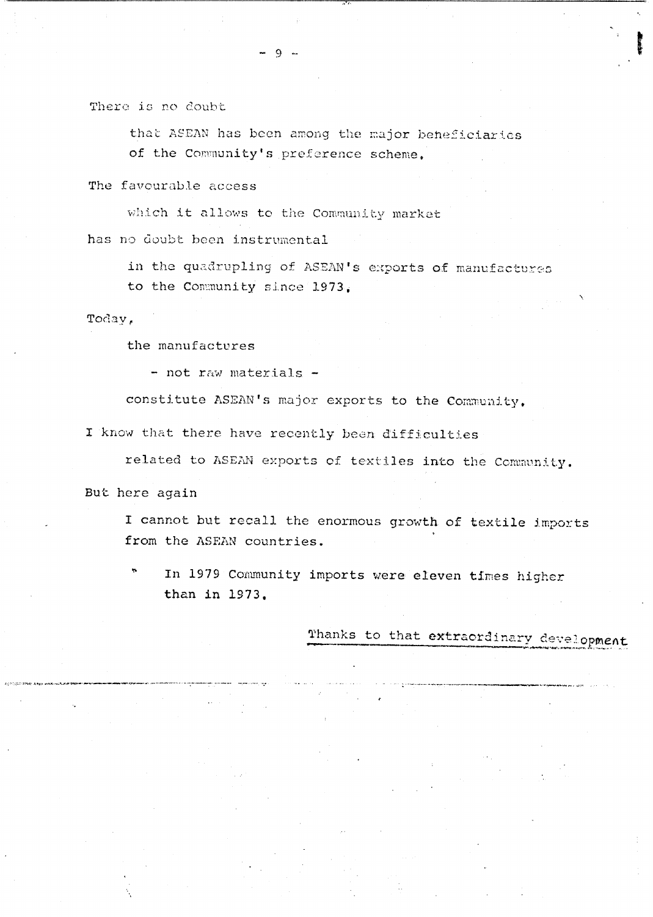There is no doubt

that ASEAN has been among the major beneficiaries of the Community's preference scheme.

The favourable access

which it allows to the Community market

has no doubt been instrumental

in the quadrupling of ASEAN's exports of manufactures to the Community since 1973.

Today,

the manufactures

- not raw materials -

constitute ASEAN's major exports to the Community.

I know that there have recently been difficulties

related to ASEAN exports of textiles into the Community.

But here again

I cannot but recall the enormous growth of textile imports from the ASEAN countries.

In 1979 Community imports were eleven times higher than in 1973.

Thanks to that extraordinary development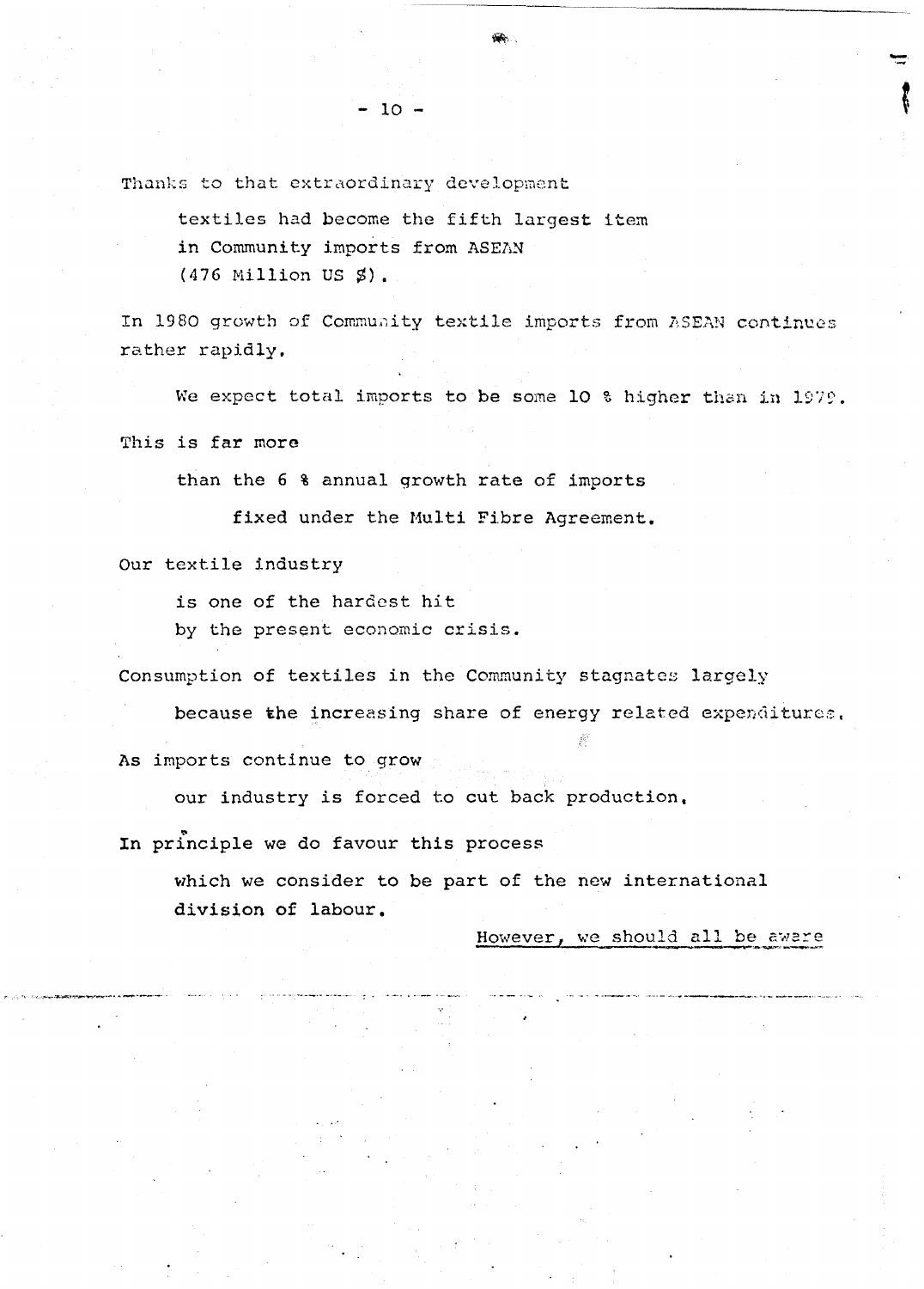Thanks to that extraordinary development

textiles had become the fifth largest item
in Community imports from ASEAN
(476 Million US $).

In 1980 growth of Community textile imports from ASEAN continues rather rapidly.

We expect total imports to be some 10 % higher then in 1979.

This is far more

than the 6 % annual growth rate of imports

fixed under the Multi Fibre Agreement.

Our textile industry

is one of the hardest hit
by the present economic crisis.

Consumption of textiles in the Community stagnates largely

because the increasing share of energy related expenditures.

As imports continue to grow

our industry is forced to cut back production.

In principle we do favour this process

which we consider to be part of the new international division of labour.

However, we should all be aware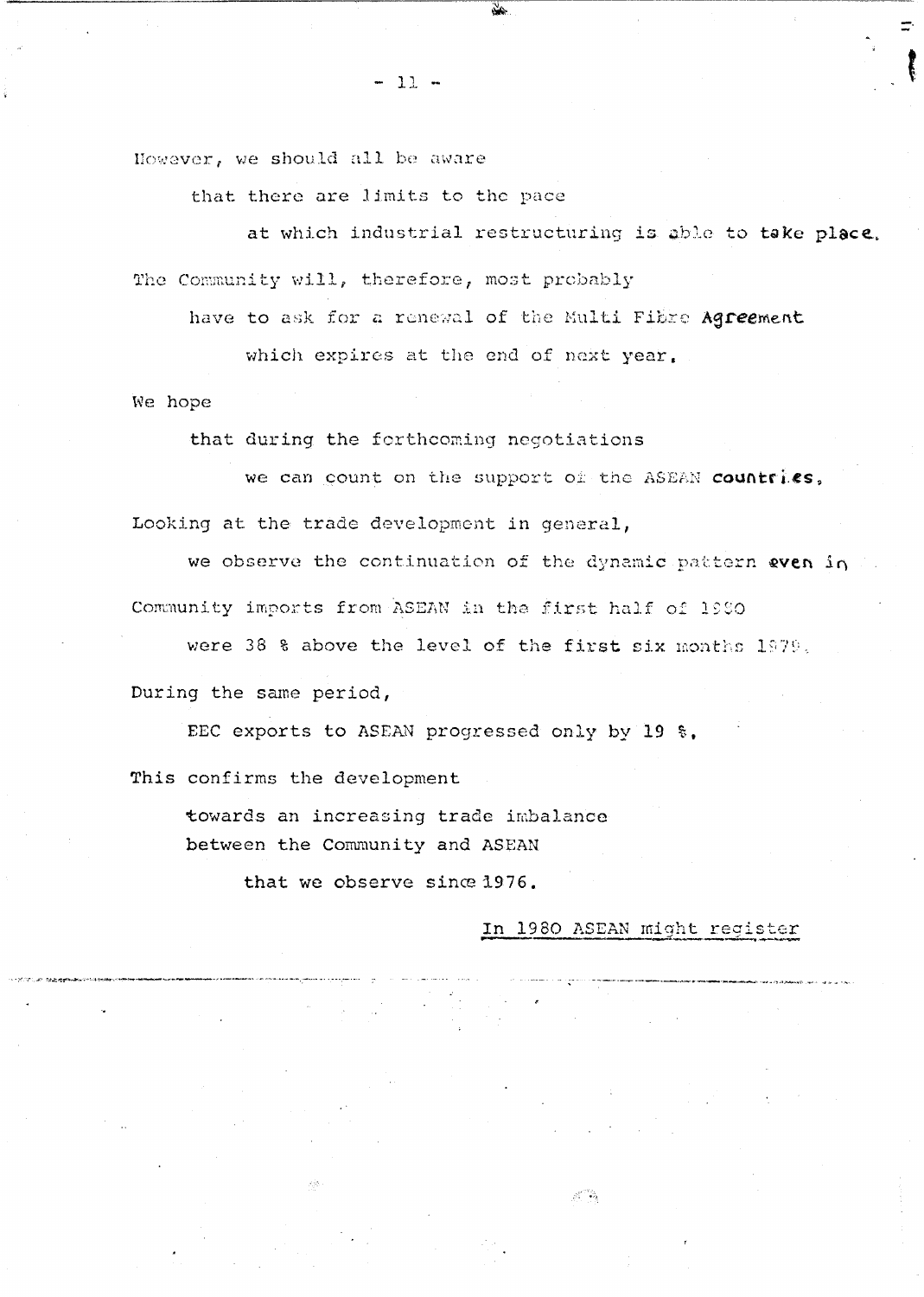However, we should all be aware

that there are limits to the pace

at which industrial restructuring is able to take place.

The Community will, therefore, most probably

have to ask for a renewal of the Multi Fibre Agreement

which expires at the end of next year.

We hope

that during the forthcoming negotiations

we can count on the support of the ASEAN countries.

Looking at the trade development in general,

we observe the continuation of the dynamic pattern even in

Community imports from ASEAN in the first half of 1980

were 38 % above the level of the first six months 1979.

During the same period,

EEC exports to ASEAN progressed only by 19 %.

This confirms the development

towards an increasing trade imbalance
between the Community and ASEAN

that we observe since 1976.

In 1980 ASEAN might register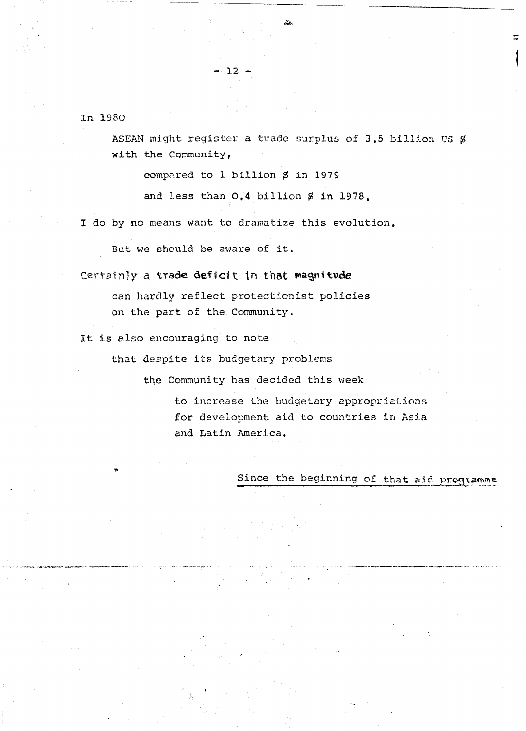In 1980

ASEAN might register a trade surplus of 3.5 billion US $ with the Community,

compared to 1 billion $ in 1979

and less than 0.4 billion $ in 1978.

I do by no means want to dramatize this evolution.

But we should be aware of it.

Certainly a trade deficit in that magnitude

can hardly reflect protectionist policies on the part of the Community.

It is also encouraging to note

that despite its budgetary problems

the Community has decided this week

to increase the budgetary appropriations for development aid to countries in Asia and Latin America.

Since the beginning of that aid programme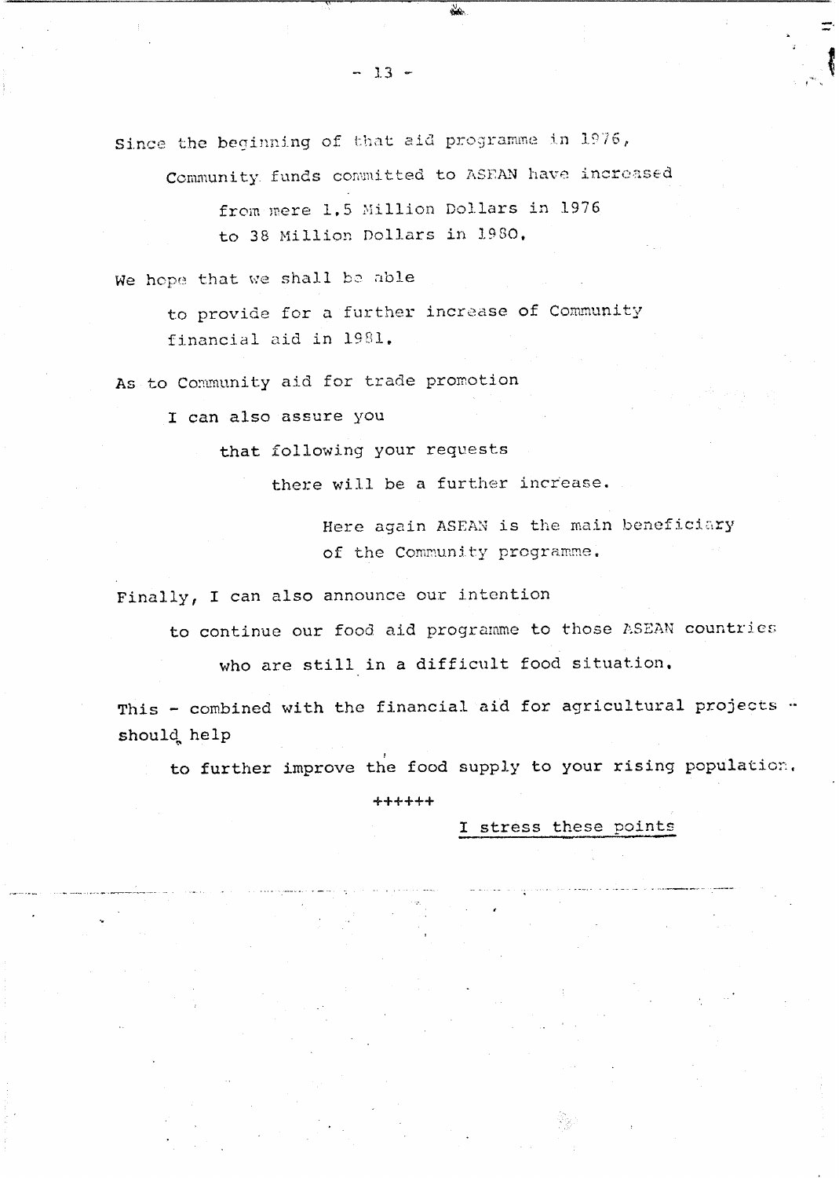Since the beginning of that aid programme in 1976,

Community funds committed to ASEAN have increased

from mere 1,5 Million Dollars in 1976
to 38 Million Dollars in 1980.

We hope that we shall be able

to provide for a further increase of Community financial aid in 1981.

As to Community aid for trade promotion

I can also assure you

that following your requests

there will be a further increase.

Here again ASEAN is the main beneficiary of the Community programme.

Finally, I can also announce our intention

to continue our food aid programme to those ASEAN countries

who are still in a difficult food situation.

This - combined with the financial aid for agricultural projects - should help

to further improve the food supply to your rising population.

++++++

<u>I stress these points</u>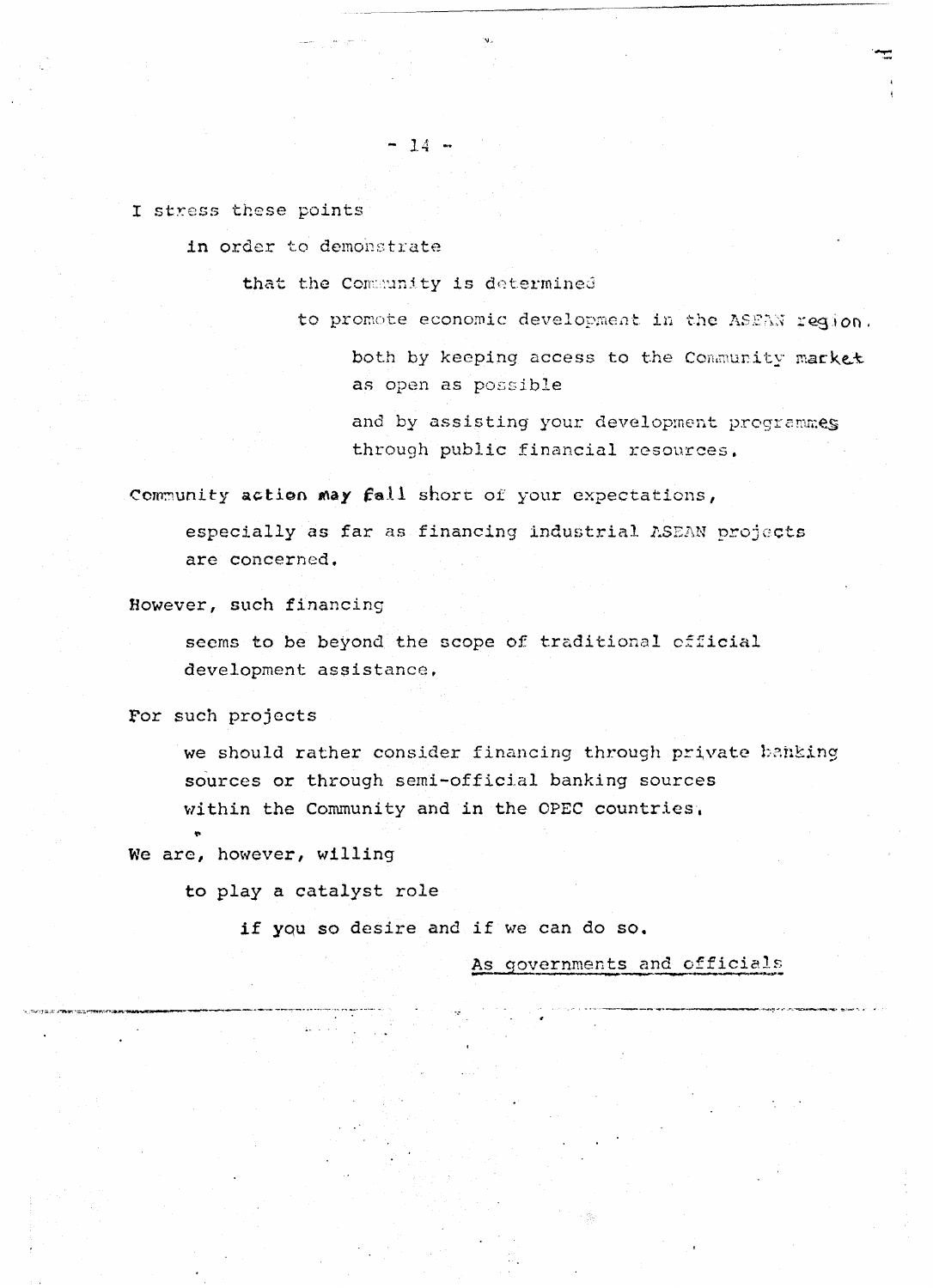I stress these points

in order to demonstrate

that the Community is determined

to promote economic development in the ASEAN region.

both by keeping access to the Community market as open as possible

and by assisting your development programmes through public financial resources.

Community action may fall short of your expectations,

especially as far as financing industrial ASEAN projects are concerned.

However, such financing

seems to be beyond the scope of traditional official development assistance.

For such projects

we should rather consider financing through private banking sources or through semi-official banking sources within the Community and in the OPEC countries.

We are, however, willing

to play a catalyst role

if you so desire and if we can do so.

As governments and officials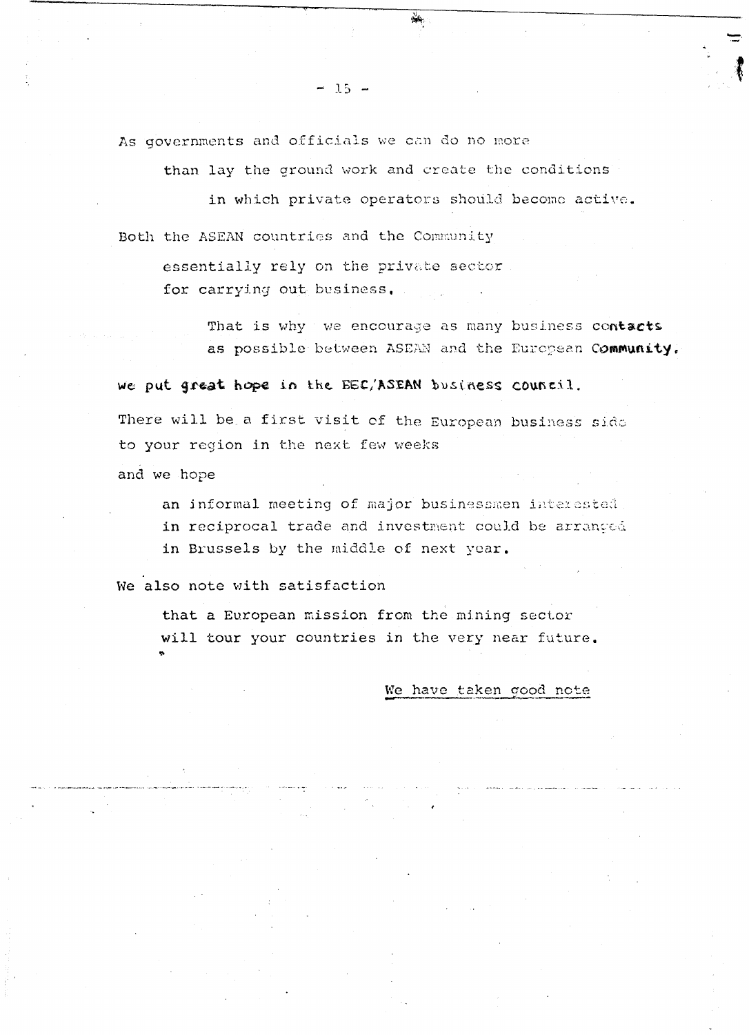As governments and officials we can do no more

than lay the ground work and create the conditions

in which private operators should become active.

Both the ASEAN countries and the Community

essentially rely on the private sector
for carrying out business,

That is why we encourage as many business contacts
as possible between ASEAN and the European Community,

we put great hope in the EEC/ASEAN business council.

There will be a first visit of the European business side
to your region in the next few weeks

and we hope

an informal meeting of major businessmen interested
in reciprocal trade and investment could be arranged
in Brussels by the middle of next year.

We also note with satisfaction

that a European mission from the mining sector
will tour your countries in the very near future.

We have taken good note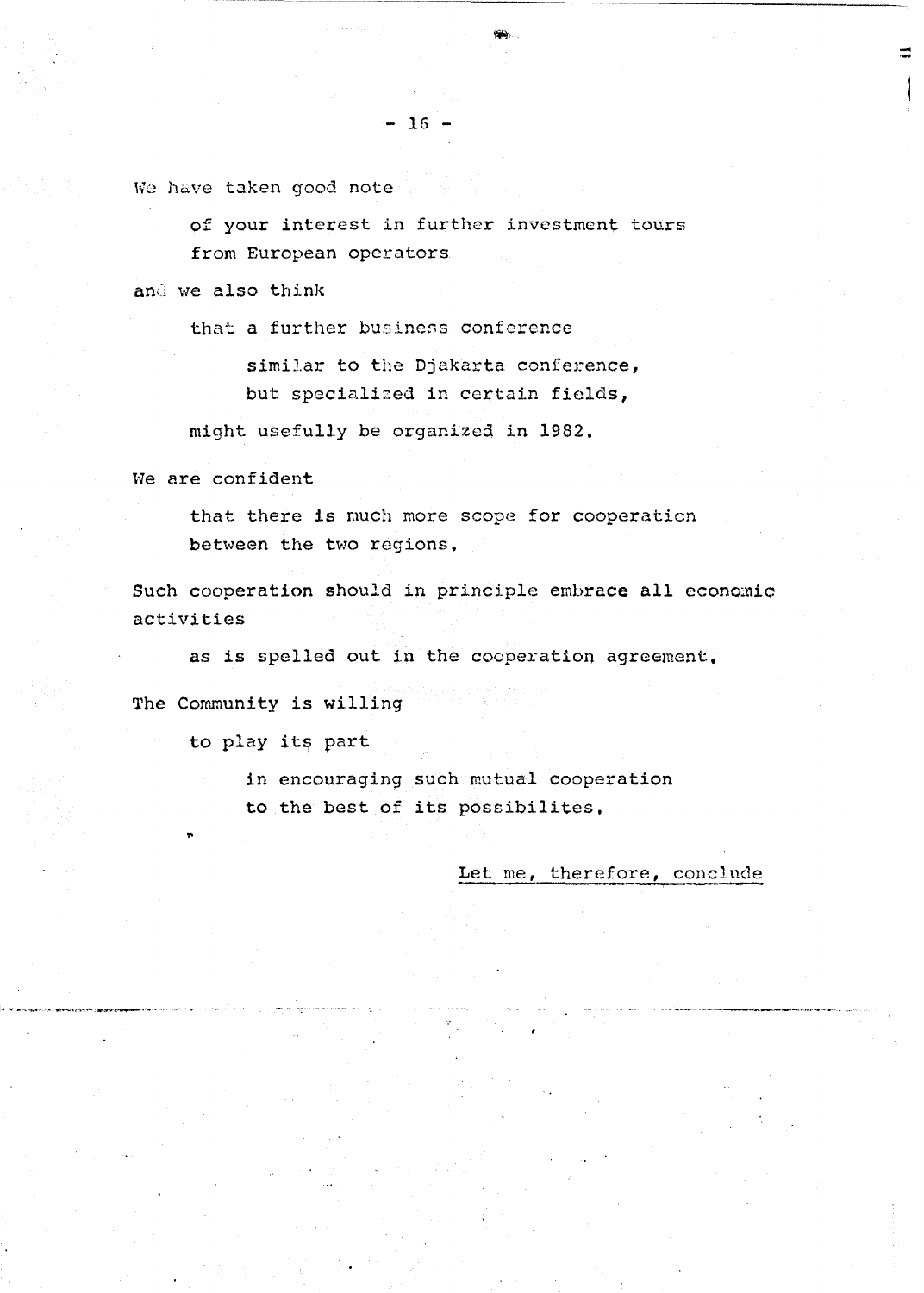We have taken good note

of your interest in further investment tours from European operators

and we also think

that a further business conference

similar to the Djakarta conference, but specialized in certain fields,

might usefully be organized in 1982.

We are confident

that there is much more scope for cooperation between the two regions.

Such cooperation should in principle embrace all economic activities

as is spelled out in the cooperation agreement.

The Community is willing

to play its part

in encouraging such mutual cooperation to the best of its possibilites.

<u>Let me, therefore, conclude</u>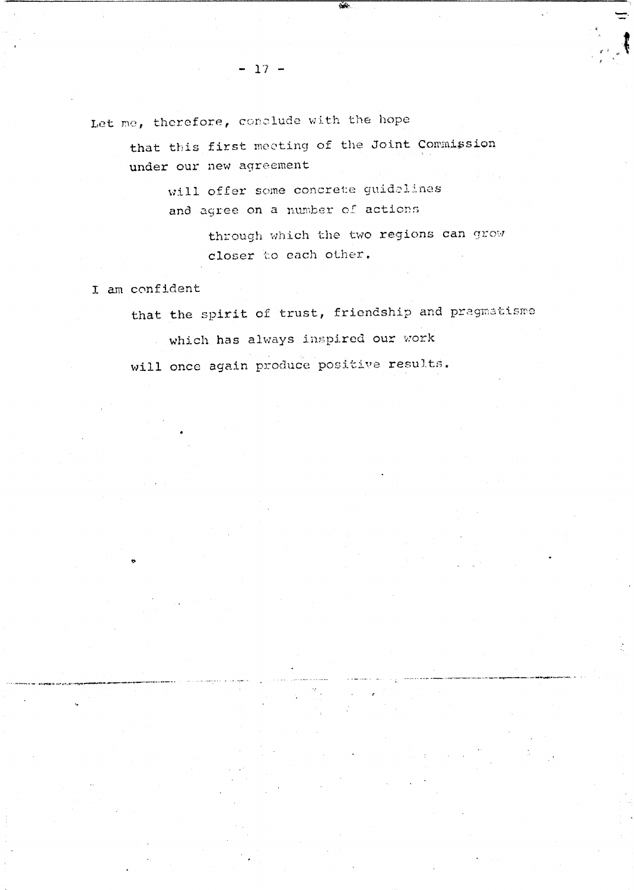Let me, therefore, conclude with the hope

that this first meeting of the Joint Commission under our new agreement

will offer some concrete guidelines and agree on a number of actions

through which the two regions can grow closer to each other.

I am confident

that the spirit of trust, friendship and pragmatisme

which has always inspired our work

will once again produce positive results.